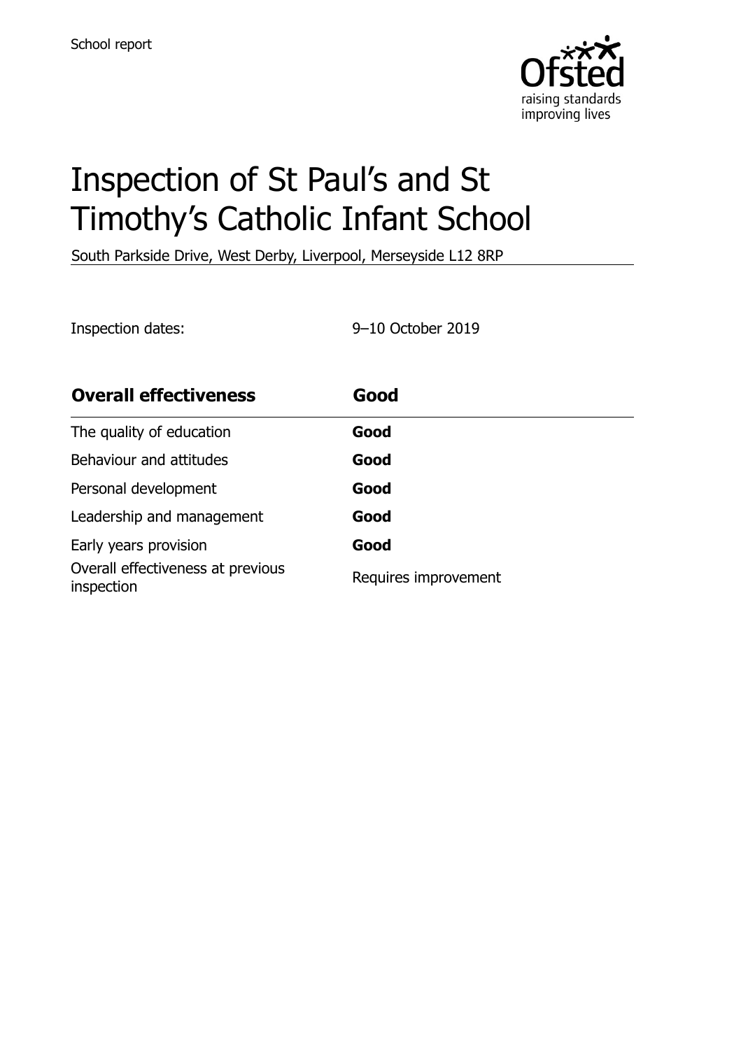School report

# Inspection of St Paul's and St Timothy's Catholic Infant School

South Parkside Drive, West Derby, Liverpool, Merseyside L12 8RP

Inspection dates: 9–10 October 2019

| **Overall effectiveness** | **Good** |
| --- | --- |
| The quality of education | **Good** |
| Behaviour and attitudes | **Good** |
| Personal development | **Good** |
| Leadership and management | **Good** |
| Early years provision | **Good** |
| Overall effectiveness at previous inspection | Requires improvement |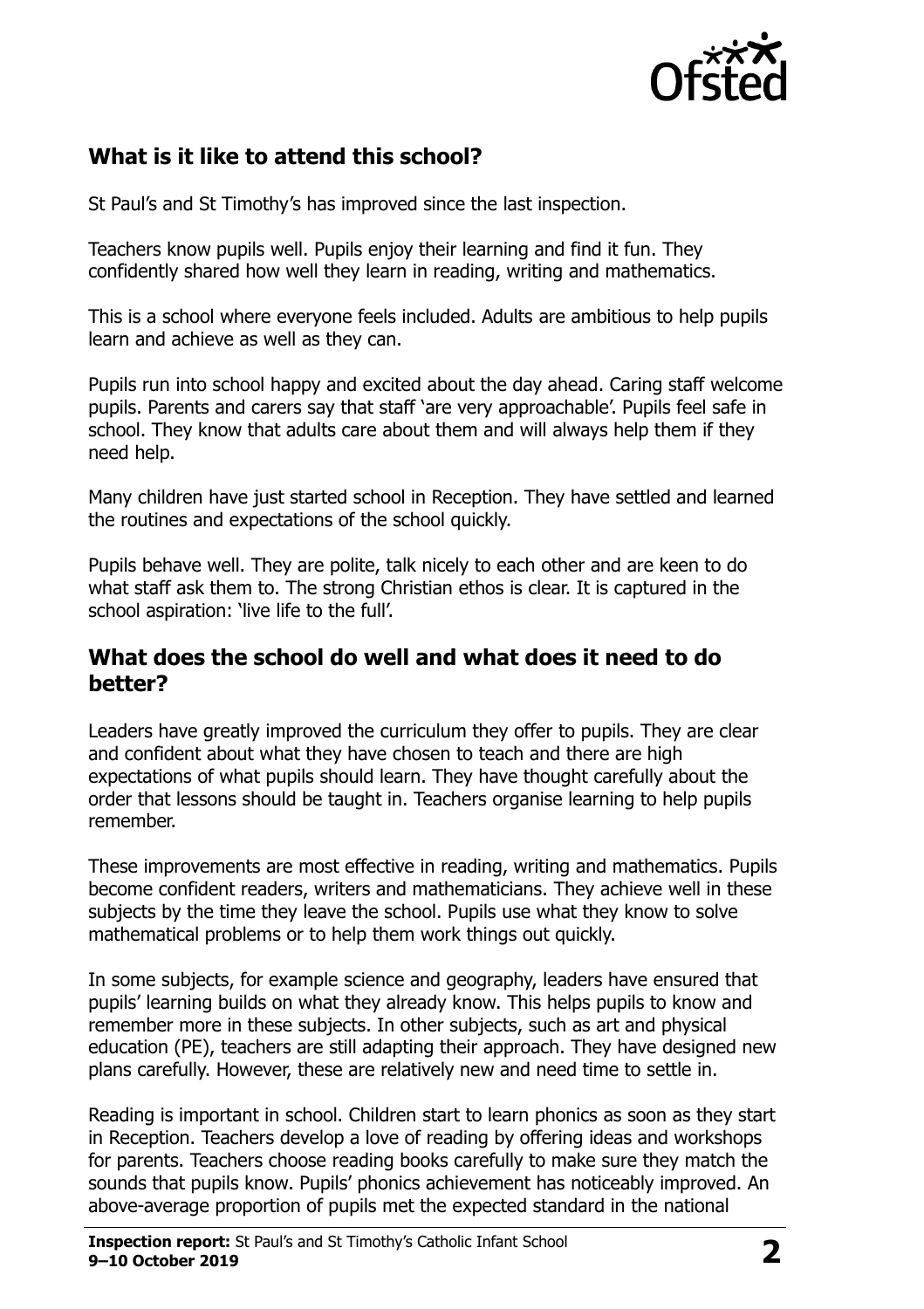## What is it like to attend this school?

St Paul's and St Timothy's has improved since the last inspection.

Teachers know pupils well. Pupils enjoy their learning and find it fun. They confidently shared how well they learn in reading, writing and mathematics.

This is a school where everyone feels included. Adults are ambitious to help pupils learn and achieve as well as they can.

Pupils run into school happy and excited about the day ahead. Caring staff welcome pupils. Parents and carers say that staff 'are very approachable'. Pupils feel safe in school. They know that adults care about them and will always help them if they need help.

Many children have just started school in Reception. They have settled and learned the routines and expectations of the school quickly.

Pupils behave well. They are polite, talk nicely to each other and are keen to do what staff ask them to. The strong Christian ethos is clear. It is captured in the school aspiration: 'live life to the full'.

## What does the school do well and what does it need to do better?

Leaders have greatly improved the curriculum they offer to pupils. They are clear and confident about what they have chosen to teach and there are high expectations of what pupils should learn. They have thought carefully about the order that lessons should be taught in. Teachers organise learning to help pupils remember.

These improvements are most effective in reading, writing and mathematics. Pupils become confident readers, writers and mathematicians. They achieve well in these subjects by the time they leave the school. Pupils use what they know to solve mathematical problems or to help them work things out quickly.

In some subjects, for example science and geography, leaders have ensured that pupils' learning builds on what they already know. This helps pupils to know and remember more in these subjects. In other subjects, such as art and physical education (PE), teachers are still adapting their approach. They have designed new plans carefully. However, these are relatively new and need time to settle in.

Reading is important in school. Children start to learn phonics as soon as they start in Reception. Teachers develop a love of reading by offering ideas and workshops for parents. Teachers choose reading books carefully to make sure they match the sounds that pupils know. Pupils' phonics achievement has noticeably improved. An above-average proportion of pupils met the expected standard in the national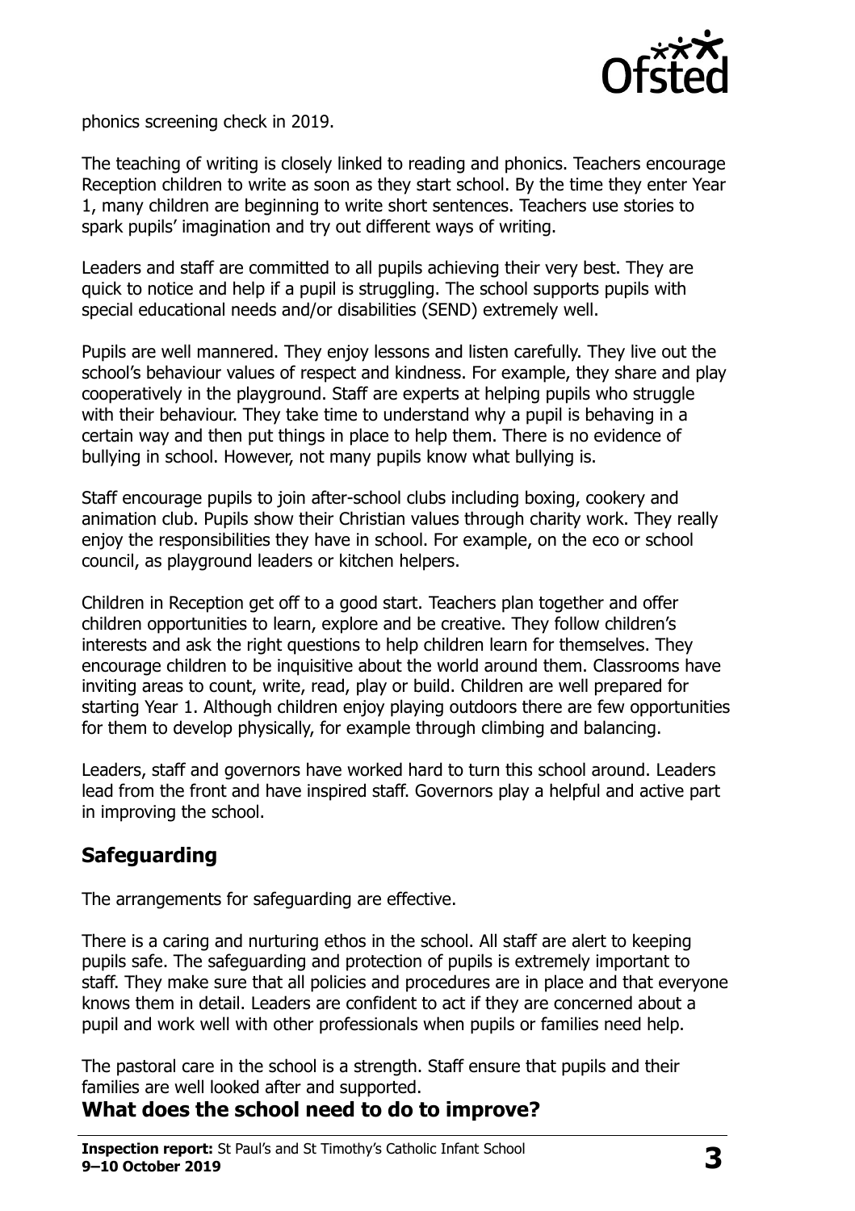phonics screening check in 2019.

The teaching of writing is closely linked to reading and phonics. Teachers encourage Reception children to write as soon as they start school. By the time they enter Year 1, many children are beginning to write short sentences. Teachers use stories to spark pupils' imagination and try out different ways of writing.

Leaders and staff are committed to all pupils achieving their very best. They are quick to notice and help if a pupil is struggling. The school supports pupils with special educational needs and/or disabilities (SEND) extremely well.

Pupils are well mannered. They enjoy lessons and listen carefully. They live out the school's behaviour values of respect and kindness. For example, they share and play cooperatively in the playground. Staff are experts at helping pupils who struggle with their behaviour. They take time to understand why a pupil is behaving in a certain way and then put things in place to help them. There is no evidence of bullying in school. However, not many pupils know what bullying is.

Staff encourage pupils to join after-school clubs including boxing, cookery and animation club. Pupils show their Christian values through charity work. They really enjoy the responsibilities they have in school. For example, on the eco or school council, as playground leaders or kitchen helpers.

Children in Reception get off to a good start. Teachers plan together and offer children opportunities to learn, explore and be creative. They follow children's interests and ask the right questions to help children learn for themselves. They encourage children to be inquisitive about the world around them. Classrooms have inviting areas to count, write, read, play or build. Children are well prepared for starting Year 1. Although children enjoy playing outdoors there are few opportunities for them to develop physically, for example through climbing and balancing.

Leaders, staff and governors have worked hard to turn this school around. Leaders lead from the front and have inspired staff. Governors play a helpful and active part in improving the school.

## Safeguarding

The arrangements for safeguarding are effective.

There is a caring and nurturing ethos in the school. All staff are alert to keeping pupils safe. The safeguarding and protection of pupils is extremely important to staff. They make sure that all policies and procedures are in place and that everyone knows them in detail. Leaders are confident to act if they are concerned about a pupil and work well with other professionals when pupils or families need help.

The pastoral care in the school is a strength. Staff ensure that pupils and their families are well looked after and supported.

## What does the school need to do to improve?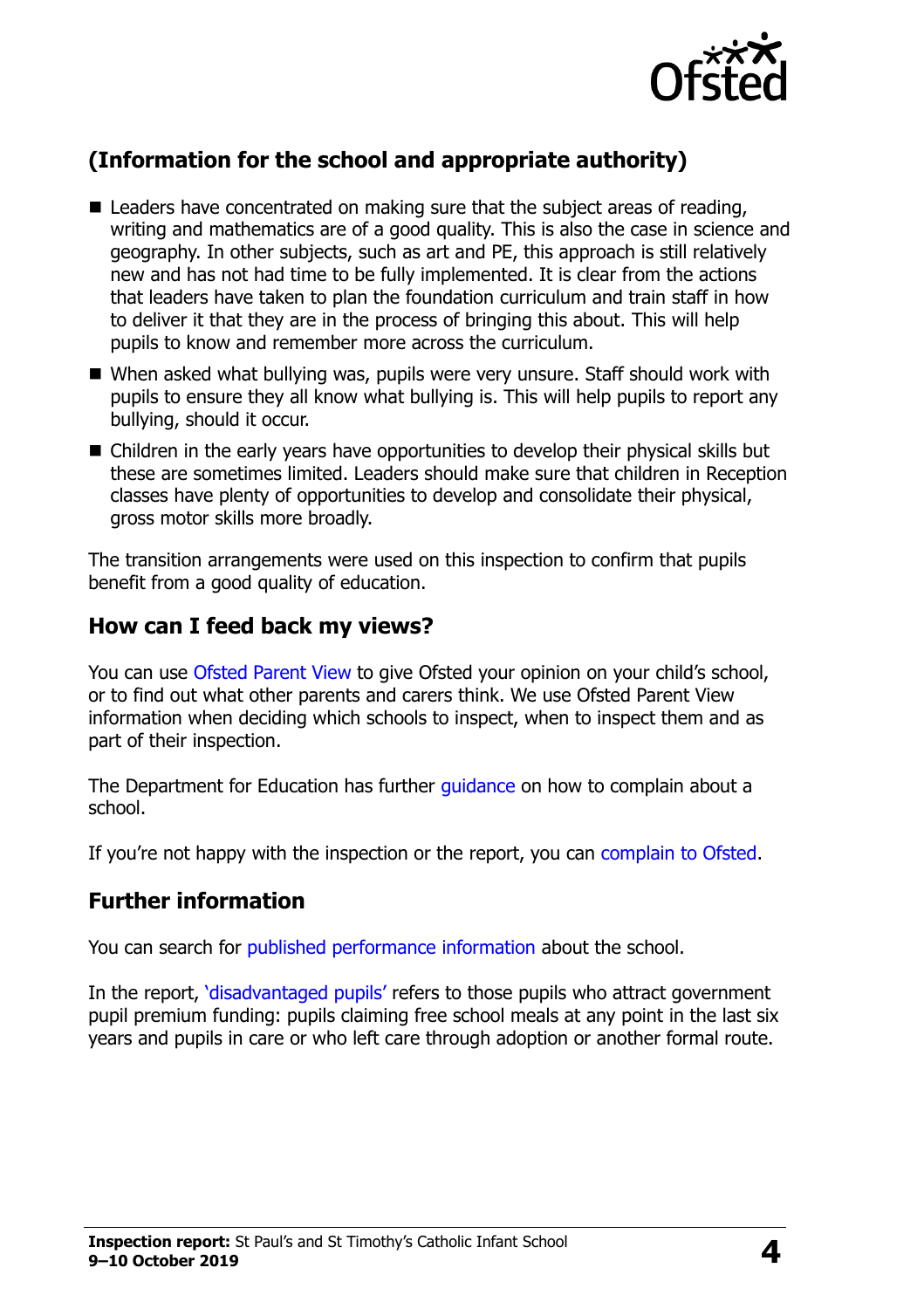## (Information for the school and appropriate authority)

- Leaders have concentrated on making sure that the subject areas of reading, writing and mathematics are of a good quality. This is also the case in science and geography. In other subjects, such as art and PE, this approach is still relatively new and has not had time to be fully implemented. It is clear from the actions that leaders have taken to plan the foundation curriculum and train staff in how to deliver it that they are in the process of bringing this about. This will help pupils to know and remember more across the curriculum.
- When asked what bullying was, pupils were very unsure. Staff should work with pupils to ensure they all know what bullying is. This will help pupils to report any bullying, should it occur.
- Children in the early years have opportunities to develop their physical skills but these are sometimes limited. Leaders should make sure that children in Reception classes have plenty of opportunities to develop and consolidate their physical, gross motor skills more broadly.

The transition arrangements were used on this inspection to confirm that pupils benefit from a good quality of education.

## How can I feed back my views?

You can use Ofsted Parent View to give Ofsted your opinion on your child's school, or to find out what other parents and carers think. We use Ofsted Parent View information when deciding which schools to inspect, when to inspect them and as part of their inspection.

The Department for Education has further guidance on how to complain about a school.

If you're not happy with the inspection or the report, you can complain to Ofsted.

## Further information

You can search for published performance information about the school.

In the report, 'disadvantaged pupils' refers to those pupils who attract government pupil premium funding: pupils claiming free school meals at any point in the last six years and pupils in care or who left care through adoption or another formal route.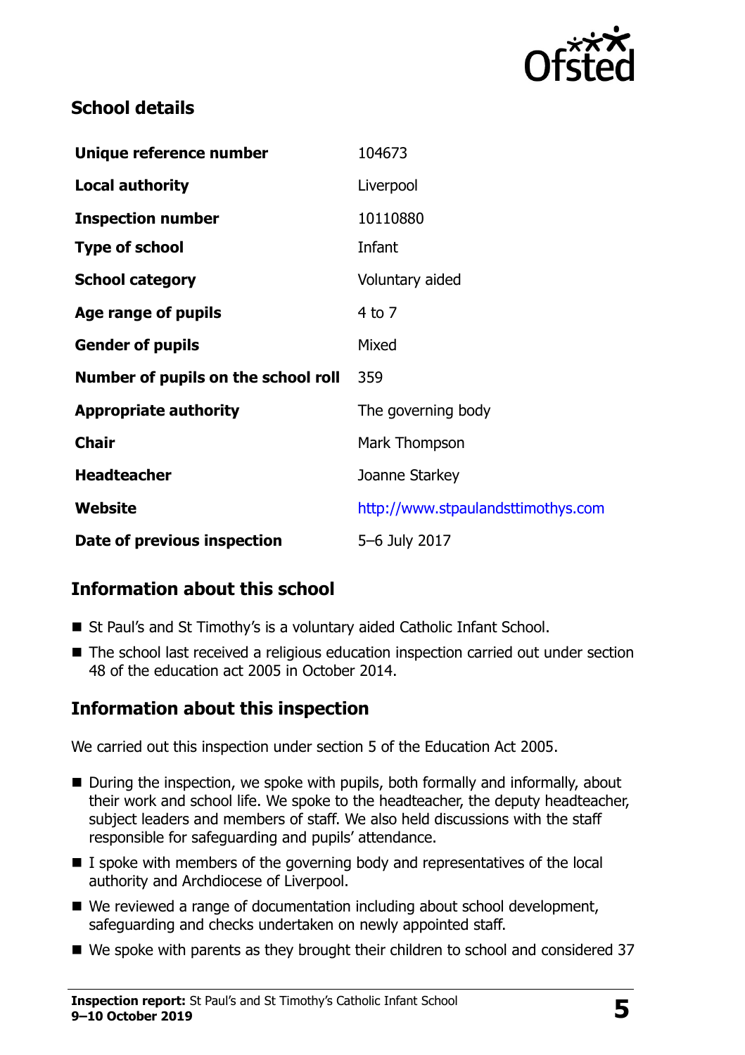## School details

| | |
|---|---|
| **Unique reference number** | 104673 |
| **Local authority** | Liverpool |
| **Inspection number** | 10110880 |
| **Type of school** | Infant |
| **School category** | Voluntary aided |
| **Age range of pupils** | 4 to 7 |
| **Gender of pupils** | Mixed |
| **Number of pupils on the school roll** | 359 |
| **Appropriate authority** | The governing body |
| **Chair** | Mark Thompson |
| **Headteacher** | Joanne Starkey |
| **Website** | http://www.stpaulandsttimothys.com |
| **Date of previous inspection** | 5–6 July 2017 |

## Information about this school

- St Paul's and St Timothy's is a voluntary aided Catholic Infant School.
- The school last received a religious education inspection carried out under section 48 of the education act 2005 in October 2014.

## Information about this inspection

We carried out this inspection under section 5 of the Education Act 2005.

- During the inspection, we spoke with pupils, both formally and informally, about their work and school life. We spoke to the headteacher, the deputy headteacher, subject leaders and members of staff. We also held discussions with the staff responsible for safeguarding and pupils' attendance.
- I spoke with members of the governing body and representatives of the local authority and Archdiocese of Liverpool.
- We reviewed a range of documentation including about school development, safeguarding and checks undertaken on newly appointed staff.
- We spoke with parents as they brought their children to school and considered 37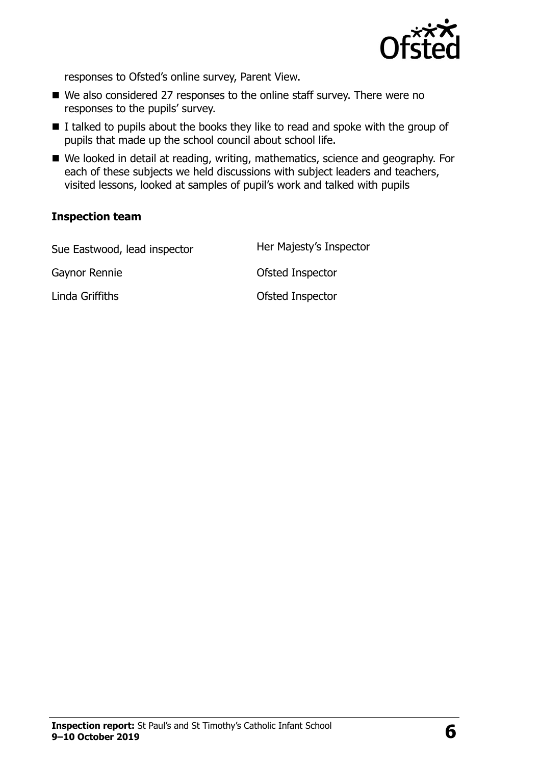responses to Ofsted's online survey, Parent View.

- We also considered 27 responses to the online staff survey. There were no responses to the pupils' survey.
- I talked to pupils about the books they like to read and spoke with the group of pupils that made up the school council about school life.
- We looked in detail at reading, writing, mathematics, science and geography. For each of these subjects we held discussions with subject leaders and teachers, visited lessons, looked at samples of pupil's work and talked with pupils

**Inspection team**

| | |
|---|---|
| Sue Eastwood, lead inspector | Her Majesty's Inspector |
| Gaynor Rennie | Ofsted Inspector |
| Linda Griffiths | Ofsted Inspector |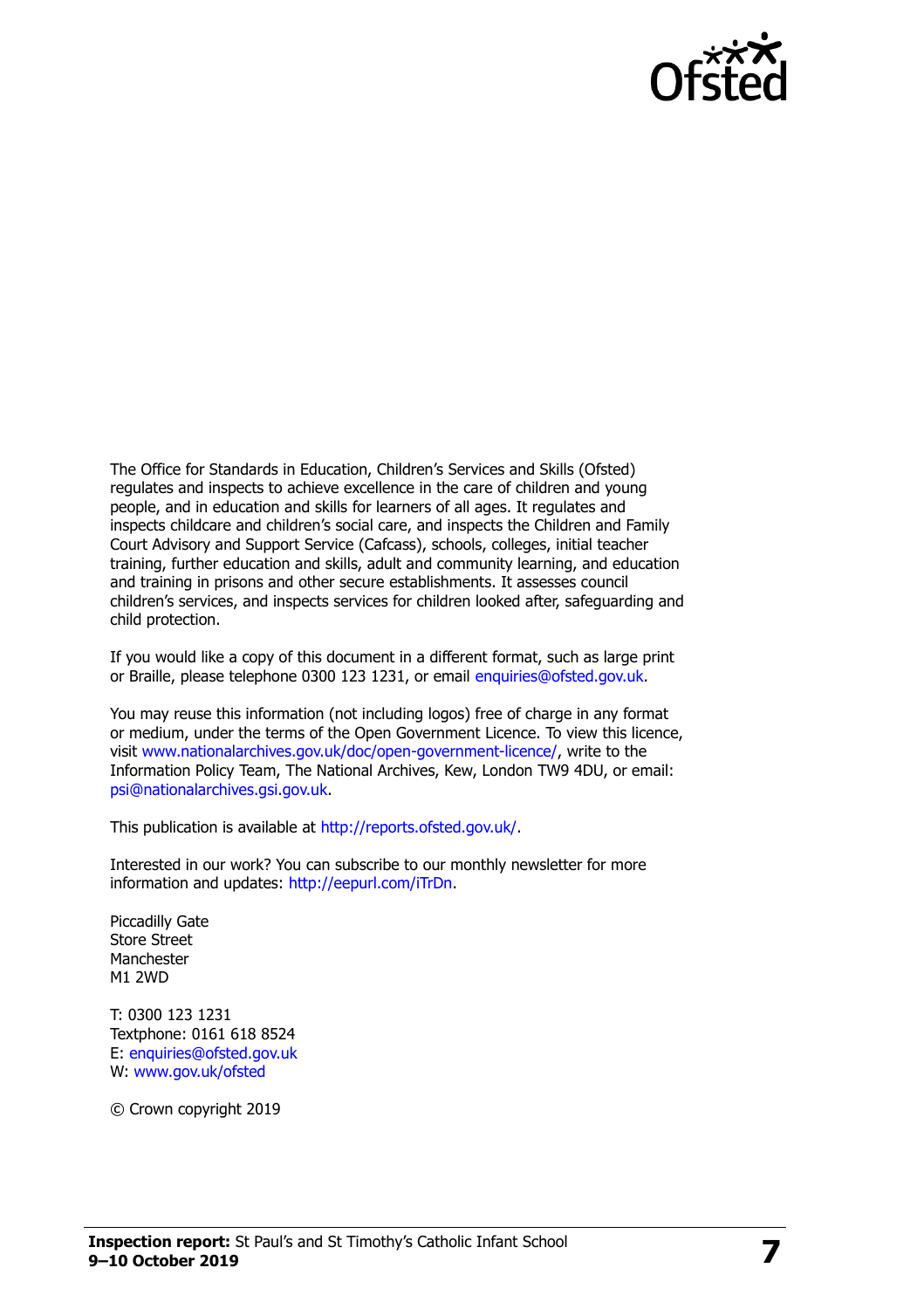The Office for Standards in Education, Children's Services and Skills (Ofsted) regulates and inspects to achieve excellence in the care of children and young people, and in education and skills for learners of all ages. It regulates and inspects childcare and children's social care, and inspects the Children and Family Court Advisory and Support Service (Cafcass), schools, colleges, initial teacher training, further education and skills, adult and community learning, and education and training in prisons and other secure establishments. It assesses council children's services, and inspects services for children looked after, safeguarding and child protection.

If you would like a copy of this document in a different format, such as large print or Braille, please telephone 0300 123 1231, or email enquiries@ofsted.gov.uk.

You may reuse this information (not including logos) free of charge in any format or medium, under the terms of the Open Government Licence. To view this licence, visit www.nationalarchives.gov.uk/doc/open-government-licence/, write to the Information Policy Team, The National Archives, Kew, London TW9 4DU, or email: psi@nationalarchives.gsi.gov.uk.

This publication is available at http://reports.ofsted.gov.uk/.

Interested in our work? You can subscribe to our monthly newsletter for more information and updates: http://eepurl.com/iTrDn.

Piccadilly Gate
Store Street
Manchester
M1 2WD

T: 0300 123 1231
Textphone: 0161 618 8524
E: enquiries@ofsted.gov.uk
W: www.gov.uk/ofsted

© Crown copyright 2019